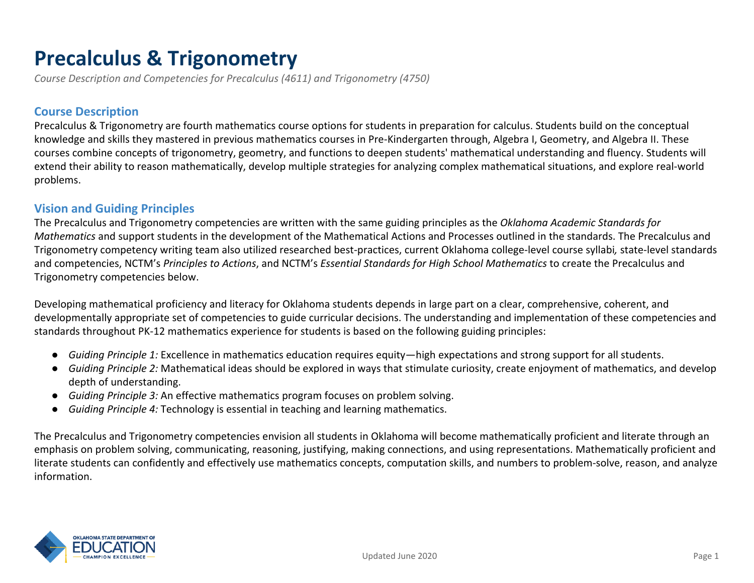# Precalculus & Trigonometry

*Course Description and Competencies for Precalculus (4611) and Trigonometry (4750)*

## Course Description

Precalculus & Trigonometry are fourth mathematics course options for students in preparation for calculus. Students build on the conceptual knowledge and skills they mastered in previous mathematics courses in Pre-Kindergarten through, Algebra I, Geometry, and Algebra II. These courses combine concepts of trigonometry, geometry, and functions to deepen students' mathematical understanding and fluency. Students will extend their ability to reason mathematically, develop multiple strategies for analyzing complex mathematical situations, and explore real-world problems.

## Vision and Guiding Principles

The Precalculus and Trigonometry competencies are written with the same guiding principles as the *Oklahoma Academic Standards for Mathematics* and support students in the development of the Mathematical Actions and Processes outlined in the standards. The Precalculus and Trigonometry competency writing team also utilized researched best-practices, current Oklahoma college-level course syllabi, state-level standards and competencies, NCTM's *Principles to Actions*, and NCTM's *Essential Standards for High School Mathematics* to create the Precalculus and Trigonometry competencies below.

Developing mathematical proficiency and literacy for Oklahoma students depends in large part on a clear, comprehensive, coherent, and developmentally appropriate set of competencies to guide curricular decisions. The understanding and implementation of these competencies and standards throughout PK-12 mathematics experience for students is based on the following guiding principles:

- *Guiding Principle 1:* Excellence in mathematics education requires equity—high expectations and strong support for all students.
- *Guiding Principle 2:* Mathematical ideas should be explored in ways that stimulate curiosity, create enjoyment of mathematics, and develop depth of understanding.
- *Guiding Principle 3:* An effective mathematics program focuses on problem solving.
- *Guiding Principle 4:* Technology is essential in teaching and learning mathematics.

The Precalculus and Trigonometry competencies envision all students in Oklahoma will become mathematically proficient and literate through an emphasis on problem solving, communicating, reasoning, justifying, making connections, and using representations. Mathematically proficient and literate students can confidently and effectively use mathematics concepts, computation skills, and numbers to problem-solve, reason, and analyze information.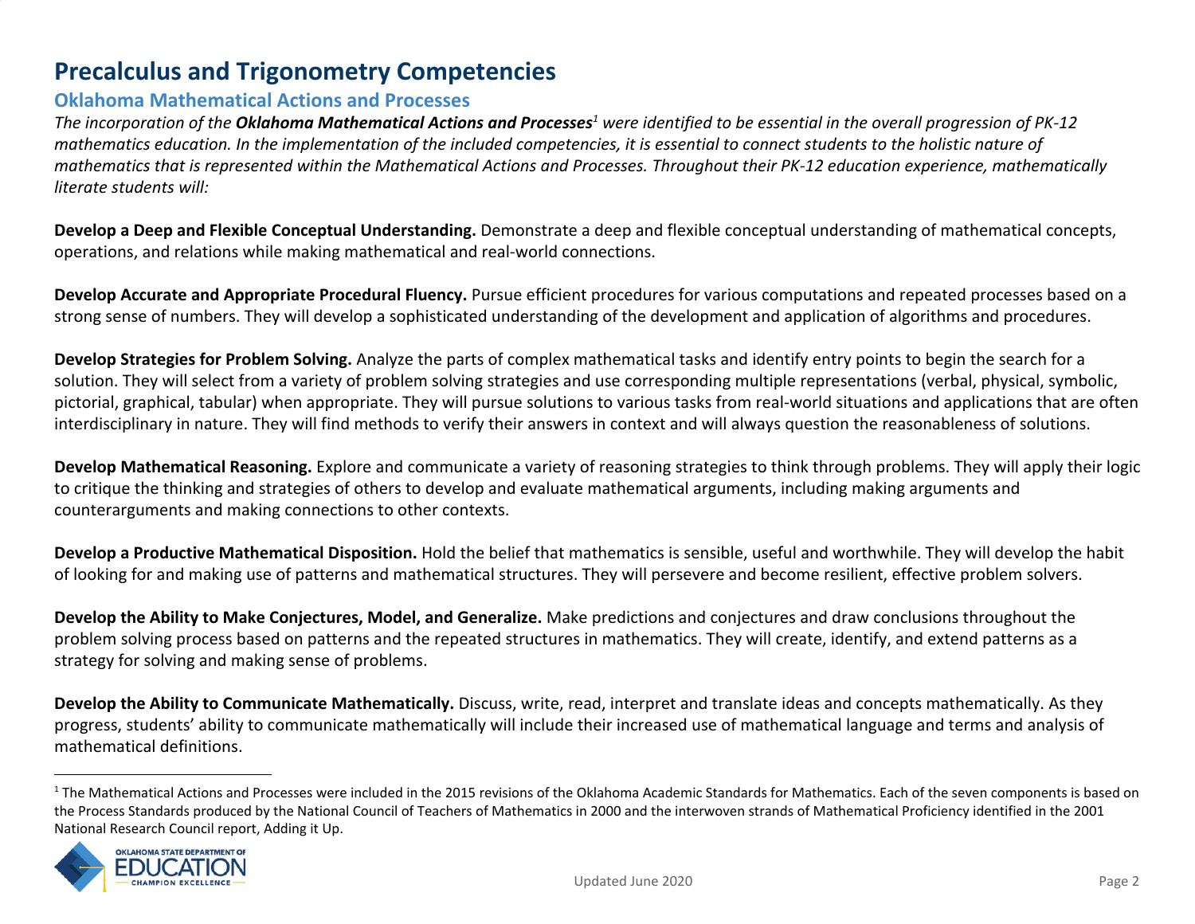# Precalculus and Trigonometry Competencies

## Oklahoma Mathematical Actions and Processes

*The incorporation of the **Oklahoma Mathematical Actions and Processes**[1] were identified to be essential in the overall progression of PK-12 mathematics education. In the implementation of the included competencies, it is essential to connect students to the holistic nature of mathematics that is represented within the Mathematical Actions and Processes. Throughout their PK-12 education experience, mathematically literate students will:*

**Develop a Deep and Flexible Conceptual Understanding.** Demonstrate a deep and flexible conceptual understanding of mathematical concepts, operations, and relations while making mathematical and real-world connections.

**Develop Accurate and Appropriate Procedural Fluency.** Pursue efficient procedures for various computations and repeated processes based on a strong sense of numbers. They will develop a sophisticated understanding of the development and application of algorithms and procedures.

**Develop Strategies for Problem Solving.** Analyze the parts of complex mathematical tasks and identify entry points to begin the search for a solution. They will select from a variety of problem solving strategies and use corresponding multiple representations (verbal, physical, symbolic, pictorial, graphical, tabular) when appropriate. They will pursue solutions to various tasks from real-world situations and applications that are often interdisciplinary in nature. They will find methods to verify their answers in context and will always question the reasonableness of solutions.

**Develop Mathematical Reasoning.** Explore and communicate a variety of reasoning strategies to think through problems. They will apply their logic to critique the thinking and strategies of others to develop and evaluate mathematical arguments, including making arguments and counterarguments and making connections to other contexts.

**Develop a Productive Mathematical Disposition.** Hold the belief that mathematics is sensible, useful and worthwhile. They will develop the habit of looking for and making use of patterns and mathematical structures. They will persevere and become resilient, effective problem solvers.

**Develop the Ability to Make Conjectures, Model, and Generalize.** Make predictions and conjectures and draw conclusions throughout the problem solving process based on patterns and the repeated structures in mathematics. They will create, identify, and extend patterns as a strategy for solving and making sense of problems.

**Develop the Ability to Communicate Mathematically.** Discuss, write, read, interpret and translate ideas and concepts mathematically. As they progress, students' ability to communicate mathematically will include their increased use of mathematical language and terms and analysis of mathematical definitions.

---

[1] The Mathematical Actions and Processes were included in the 2015 revisions of the Oklahoma Academic Standards for Mathematics. Each of the seven components is based on the Process Standards produced by the National Council of Teachers of Mathematics in 2000 and the interwoven strands of Mathematical Proficiency identified in the 2001 National Research Council report, Adding it Up.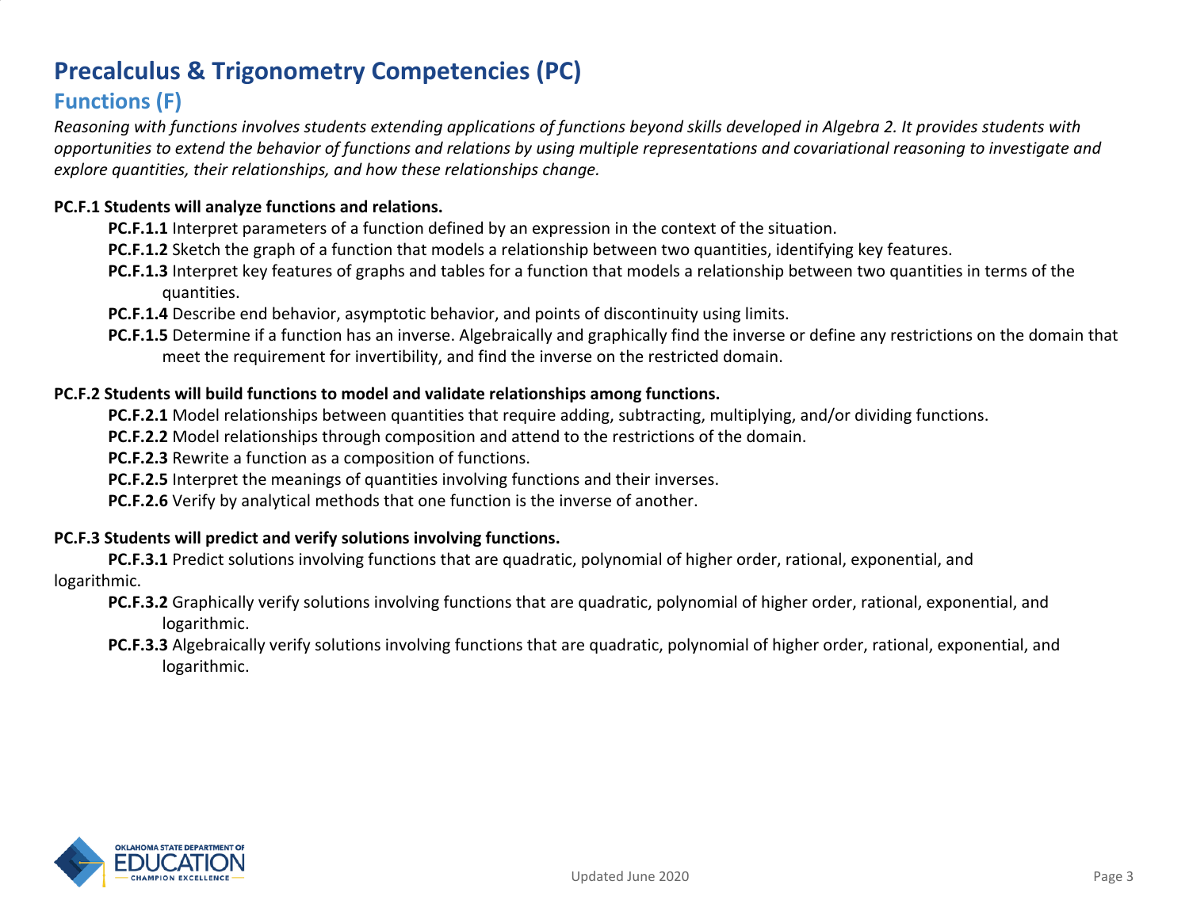# Precalculus & Trigonometry Competencies (PC)

## Functions (F)

*Reasoning with functions involves students extending applications of functions beyond skills developed in Algebra 2. It provides students with opportunities to extend the behavior of functions and relations by using multiple representations and covariational reasoning to investigate and explore quantities, their relationships, and how these relationships change.*

**PC.F.1 Students will analyze functions and relations.**

- **PC.F.1.1** Interpret parameters of a function defined by an expression in the context of the situation.
- **PC.F.1.2** Sketch the graph of a function that models a relationship between two quantities, identifying key features.
- **PC.F.1.3** Interpret key features of graphs and tables for a function that models a relationship between two quantities in terms of the quantities.
- **PC.F.1.4** Describe end behavior, asymptotic behavior, and points of discontinuity using limits.
- **PC.F.1.5** Determine if a function has an inverse. Algebraically and graphically find the inverse or define any restrictions on the domain that meet the requirement for invertibility, and find the inverse on the restricted domain.

**PC.F.2 Students will build functions to model and validate relationships among functions.**

- **PC.F.2.1** Model relationships between quantities that require adding, subtracting, multiplying, and/or dividing functions.
- **PC.F.2.2** Model relationships through composition and attend to the restrictions of the domain.
- **PC.F.2.3** Rewrite a function as a composition of functions.
- **PC.F.2.5** Interpret the meanings of quantities involving functions and their inverses.
- **PC.F.2.6** Verify by analytical methods that one function is the inverse of another.

**PC.F.3 Students will predict and verify solutions involving functions.**

- **PC.F.3.1** Predict solutions involving functions that are quadratic, polynomial of higher order, rational, exponential, and logarithmic.
- **PC.F.3.2** Graphically verify solutions involving functions that are quadratic, polynomial of higher order, rational, exponential, and logarithmic.
- **PC.F.3.3** Algebraically verify solutions involving functions that are quadratic, polynomial of higher order, rational, exponential, and logarithmic.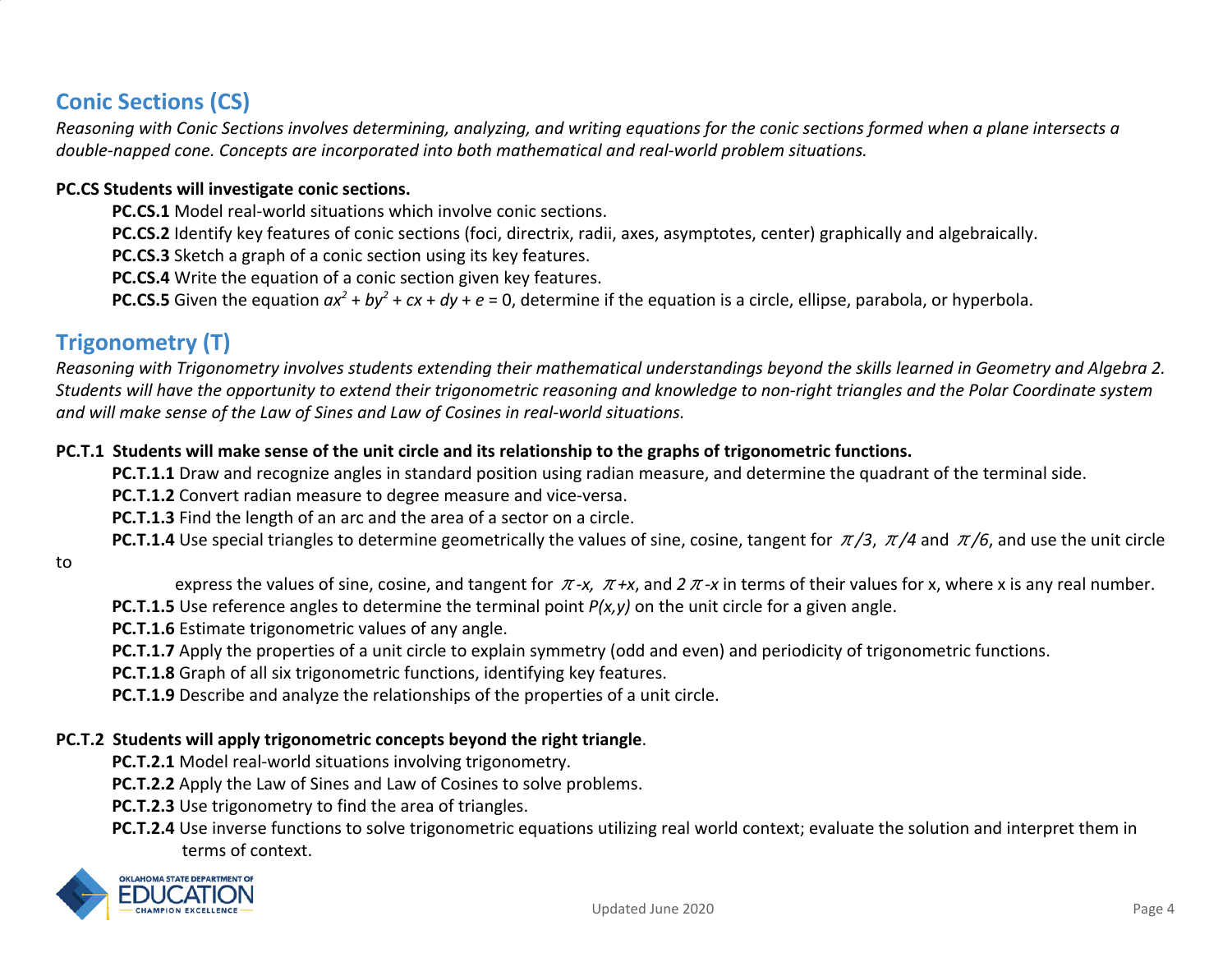## Conic Sections (CS)

*Reasoning with Conic Sections involves determining, analyzing, and writing equations for the conic sections formed when a plane intersects a double-napped cone. Concepts are incorporated into both mathematical and real-world problem situations.*

**PC.CS Students will investigate conic sections.**

- **PC.CS.1** Model real-world situations which involve conic sections.
- **PC.CS.2** Identify key features of conic sections (foci, directrix, radii, axes, asymptotes, center) graphically and algebraically.
- **PC.CS.3** Sketch a graph of a conic section using its key features.
- **PC.CS.4** Write the equation of a conic section given key features.
- **PC.CS.5** Given the equation $ax^2 + by^2 + cx + dy + e = 0$, determine if the equation is a circle, ellipse, parabola, or hyperbola.

## Trigonometry (T)

*Reasoning with Trigonometry involves students extending their mathematical understandings beyond the skills learned in Geometry and Algebra 2. Students will have the opportunity to extend their trigonometric reasoning and knowledge to non-right triangles and the Polar Coordinate system and will make sense of the Law of Sines and Law of Cosines in real-world situations.*

**PC.T.1 Students will make sense of the unit circle and its relationship to the graphs of trigonometric functions.**

- **PC.T.1.1** Draw and recognize angles in standard position using radian measure, and determine the quadrant of the terminal side.
- **PC.T.1.2** Convert radian measure to degree measure and vice-versa.
- **PC.T.1.3** Find the length of an arc and the area of a sector on a circle.
- **PC.T.1.4** Use special triangles to determine geometrically the values of sine, cosine, tangent for $\pi/3$, $\pi/4$ and $\pi/6$, and use the unit circle to express the values of sine, cosine, and tangent for $\pi$*-x*, $\pi$*+x*, and $2\pi$*-x* in terms of their values for x, where x is any real number.
- **PC.T.1.5** Use reference angles to determine the terminal point *P(x,y)* on the unit circle for a given angle.
- **PC.T.1.6** Estimate trigonometric values of any angle.
- **PC.T.1.7** Apply the properties of a unit circle to explain symmetry (odd and even) and periodicity of trigonometric functions.
- **PC.T.1.8** Graph of all six trigonometric functions, identifying key features.
- **PC.T.1.9** Describe and analyze the relationships of the properties of a unit circle.

**PC.T.2 Students will apply trigonometric concepts beyond the right triangle**.

- **PC.T.2.1** Model real-world situations involving trigonometry.
- **PC.T.2.2** Apply the Law of Sines and Law of Cosines to solve problems.
- **PC.T.2.3** Use trigonometry to find the area of triangles.
- **PC.T.2.4** Use inverse functions to solve trigonometric equations utilizing real world context; evaluate the solution and interpret them in terms of context.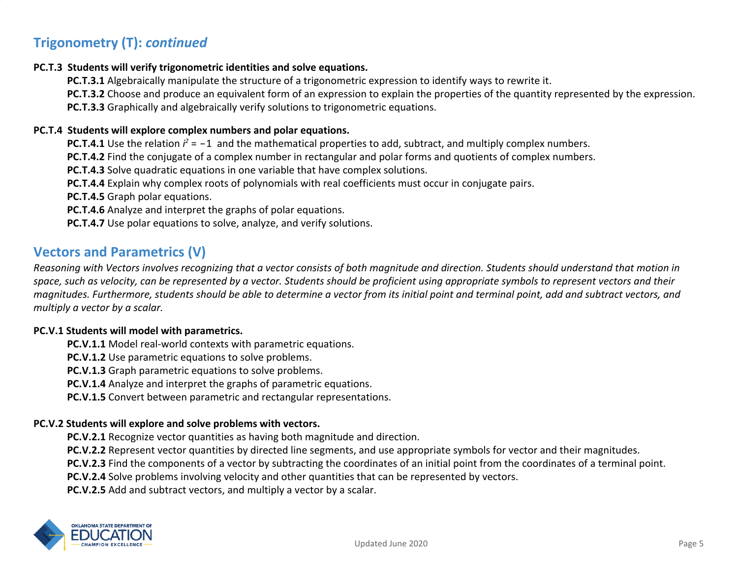## Trigonometry (T): *continued*

**PC.T.3 Students will verify trigonometric identities and solve equations.**

**PC.T.3.1** Algebraically manipulate the structure of a trigonometric expression to identify ways to rewrite it.

**PC.T.3.2** Choose and produce an equivalent form of an expression to explain the properties of the quantity represented by the expression.

**PC.T.3.3** Graphically and algebraically verify solutions to trigonometric equations.

**PC.T.4 Students will explore complex numbers and polar equations.**

**PC.T.4.1** Use the relation $i^2 = -1$ and the mathematical properties to add, subtract, and multiply complex numbers.

**PC.T.4.2** Find the conjugate of a complex number in rectangular and polar forms and quotients of complex numbers.

**PC.T.4.3** Solve quadratic equations in one variable that have complex solutions.

**PC.T.4.4** Explain why complex roots of polynomials with real coefficients must occur in conjugate pairs.

**PC.T.4.5** Graph polar equations.

**PC.T.4.6** Analyze and interpret the graphs of polar equations.

**PC.T.4.7** Use polar equations to solve, analyze, and verify solutions.

## Vectors and Parametrics (V)

*Reasoning with Vectors involves recognizing that a vector consists of both magnitude and direction. Students should understand that motion in space, such as velocity, can be represented by a vector. Students should be proficient using appropriate symbols to represent vectors and their magnitudes. Furthermore, students should be able to determine a vector from its initial point and terminal point, add and subtract vectors, and multiply a vector by a scalar.*

**PC.V.1 Students will model with parametrics.**

**PC.V.1.1** Model real-world contexts with parametric equations.

**PC.V.1.2** Use parametric equations to solve problems.

**PC.V.1.3** Graph parametric equations to solve problems.

**PC.V.1.4** Analyze and interpret the graphs of parametric equations.

**PC.V.1.5** Convert between parametric and rectangular representations.

**PC.V.2 Students will explore and solve problems with vectors.**

**PC.V.2.1** Recognize vector quantities as having both magnitude and direction.

**PC.V.2.2** Represent vector quantities by directed line segments, and use appropriate symbols for vector and their magnitudes.

**PC.V.2.3** Find the components of a vector by subtracting the coordinates of an initial point from the coordinates of a terminal point.

**PC.V.2.4** Solve problems involving velocity and other quantities that can be represented by vectors.

**PC.V.2.5** Add and subtract vectors, and multiply a vector by a scalar.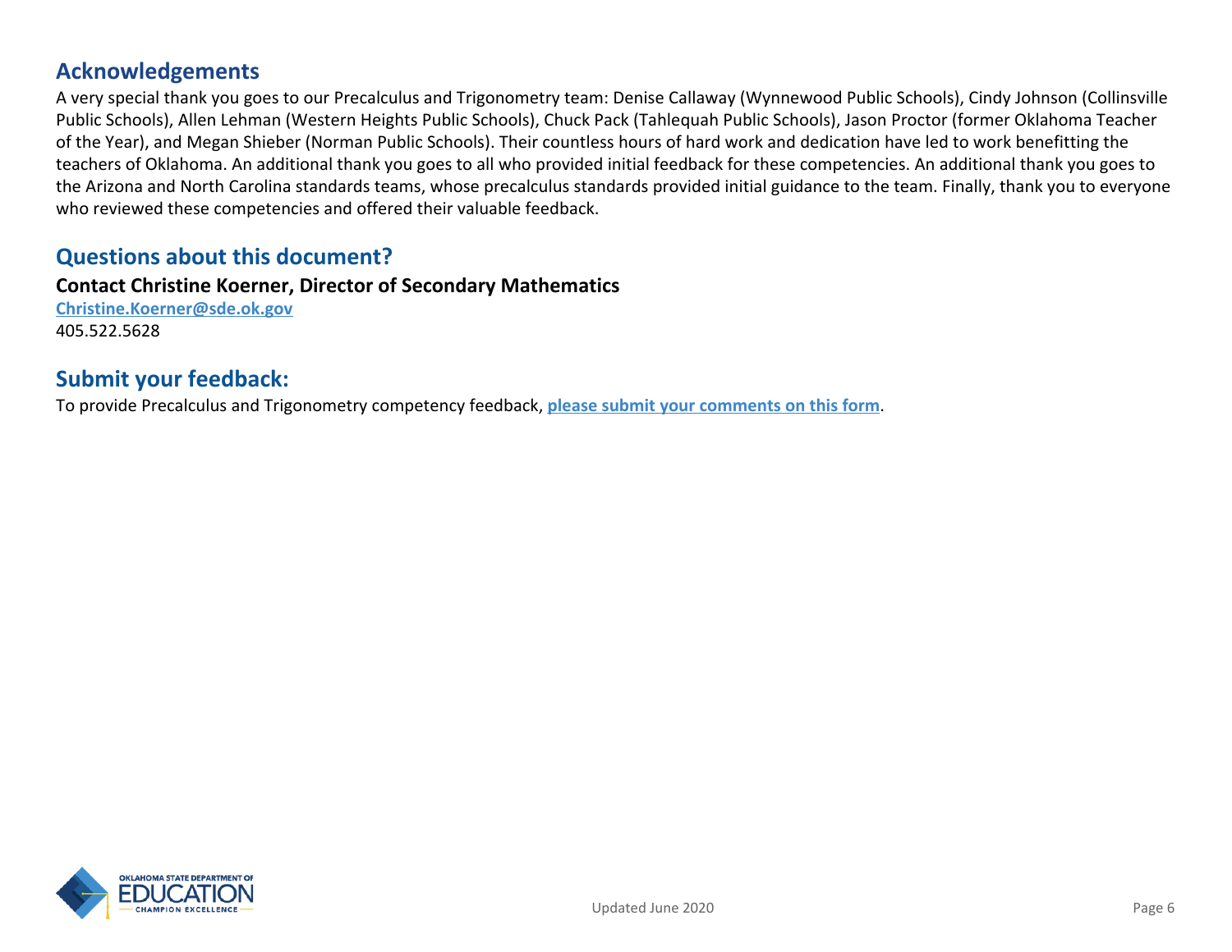## Acknowledgements

A very special thank you goes to our Precalculus and Trigonometry team: Denise Callaway (Wynnewood Public Schools), Cindy Johnson (Collinsville Public Schools), Allen Lehman (Western Heights Public Schools), Chuck Pack (Tahlequah Public Schools), Jason Proctor (former Oklahoma Teacher of the Year), and Megan Shieber (Norman Public Schools). Their countless hours of hard work and dedication have led to work benefitting the teachers of Oklahoma. An additional thank you goes to all who provided initial feedback for these competencies. An additional thank you goes to the Arizona and North Carolina standards teams, whose precalculus standards provided initial guidance to the team. Finally, thank you to everyone who reviewed these competencies and offered their valuable feedback.

## Questions about this document?

**Contact Christine Koerner, Director of Secondary Mathematics**

Christine.Koerner@sde.ok.gov

405.522.5628

## Submit your feedback:

To provide Precalculus and Trigonometry competency feedback, **please submit your comments on this form**.